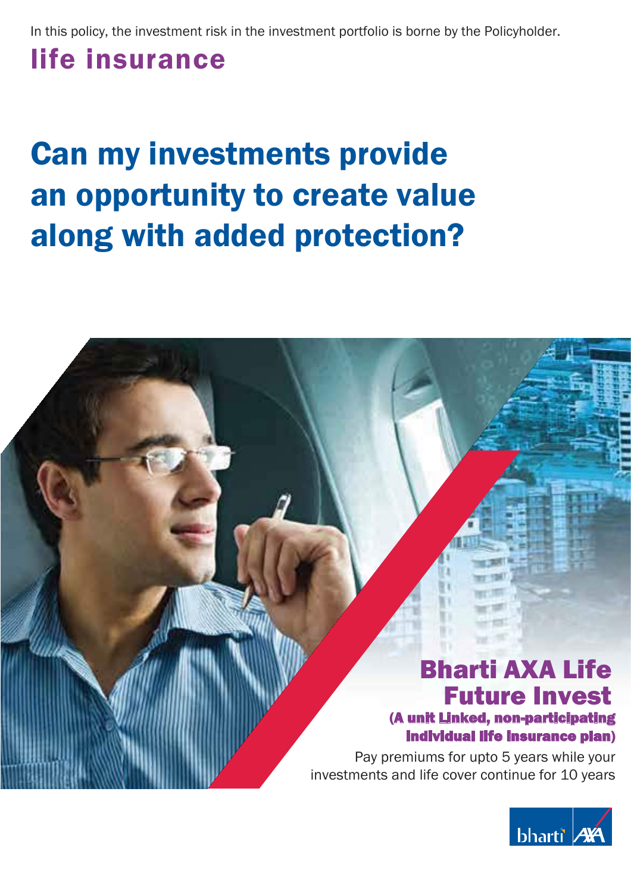In this policy, the investment risk in the investment portfolio is borne by the Policyholder.

**life insurance**

# Can my investments provide an opportunity to create value along with added protection?

## Bharti AXA Life Future Invest

**(A unit Linked, non-participating Individual life Insurance plan)**

Pay premiums for upto 5 years while your investments and life cover continue for 10 years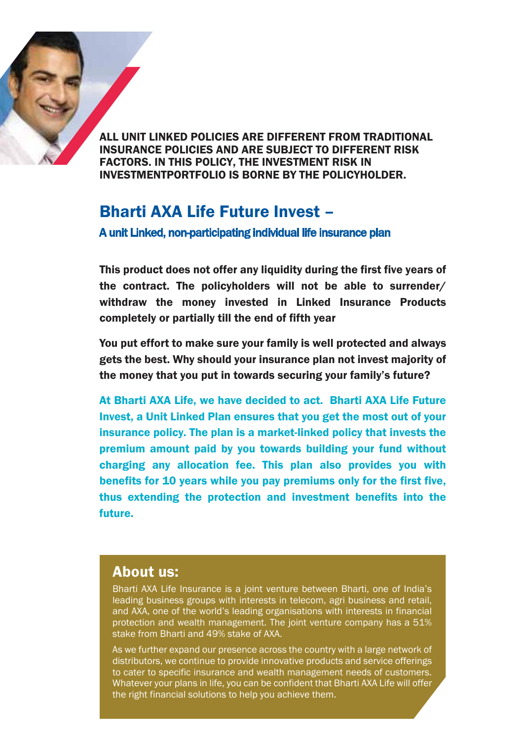**ALL UNIT LINKED POLICIES ARE DIFFERENT FROM TRADITIONAL INSURANCE POLICIES AND ARE SUBJECT TO DIFFERENT RISK FACTORS. IN THIS POLICY, THE INVESTMENT RISK IN INVESTMENTPORTFOLIO IS BORNE BY THE POLICYHOLDER.**

# Bharti AXA Life Future Invest –

**A unit Linked, non-participating individual life insurance plan**

**This product does not offer any liquidity during the first five years of the contract. The policyholders will not be able to surrender/ withdraw the money invested in Linked Insurance Products completely or partially till the end of fifth year**

**You put effort to make sure your family is well protected and always gets the best. Why should your insurance plan not invest majority of the money that you put in towards securing your family's future?**

**At Bharti AXA Life, we have decided to act. Bharti AXA Life Future Invest, a Unit Linked Plan ensures that you get the most out of your insurance policy. The plan is a market-linked policy that invests the premium amount paid by you towards building your fund without charging any allocation fee. This plan also provides you with benefits for 10 years while you pay premiums only for the first five, thus extending the protection and investment benefits into the future.**

## About us:

Bharti AXA Life Insurance is a joint venture between Bharti, one of India's leading business groups with interests in telecom, agri business and retail, and AXA, one of the world's leading organisations with interests in financial protection and wealth management. The joint venture company has a 51% stake from Bharti and 49% stake of AXA.

As we further expand our presence across the country with a large network of distributors, we continue to provide innovative products and service offerings to cater to specific insurance and wealth management needs of customers. Whatever your plans in life, you can be confident that Bharti AXA Life will offer the right financial solutions to help you achieve them.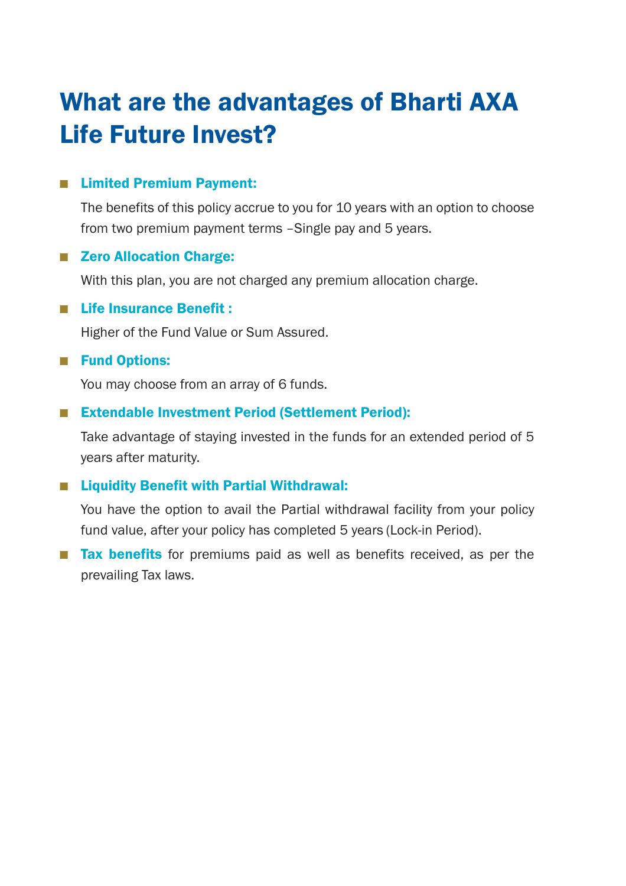# What are the advantages of Bharti AXA Life Future Invest?

- **Limited Premium Payment:**

  The benefits of this policy accrue to you for 10 years with an option to choose from two premium payment terms –Single pay and 5 years.

- **Zero Allocation Charge:**

  With this plan, you are not charged any premium allocation charge.

- **Life Insurance Benefit :**

  Higher of the Fund Value or Sum Assured.

- **Fund Options:**

  You may choose from an array of 6 funds.

- **Extendable Investment Period (Settlement Period):**

  Take advantage of staying invested in the funds for an extended period of 5 years after maturity.

- **Liquidity Benefit with Partial Withdrawal:**

  You have the option to avail the Partial withdrawal facility from your policy fund value, after your policy has completed 5 years (Lock-in Period).

- **Tax benefits** for premiums paid as well as benefits received, as per the prevailing Tax laws.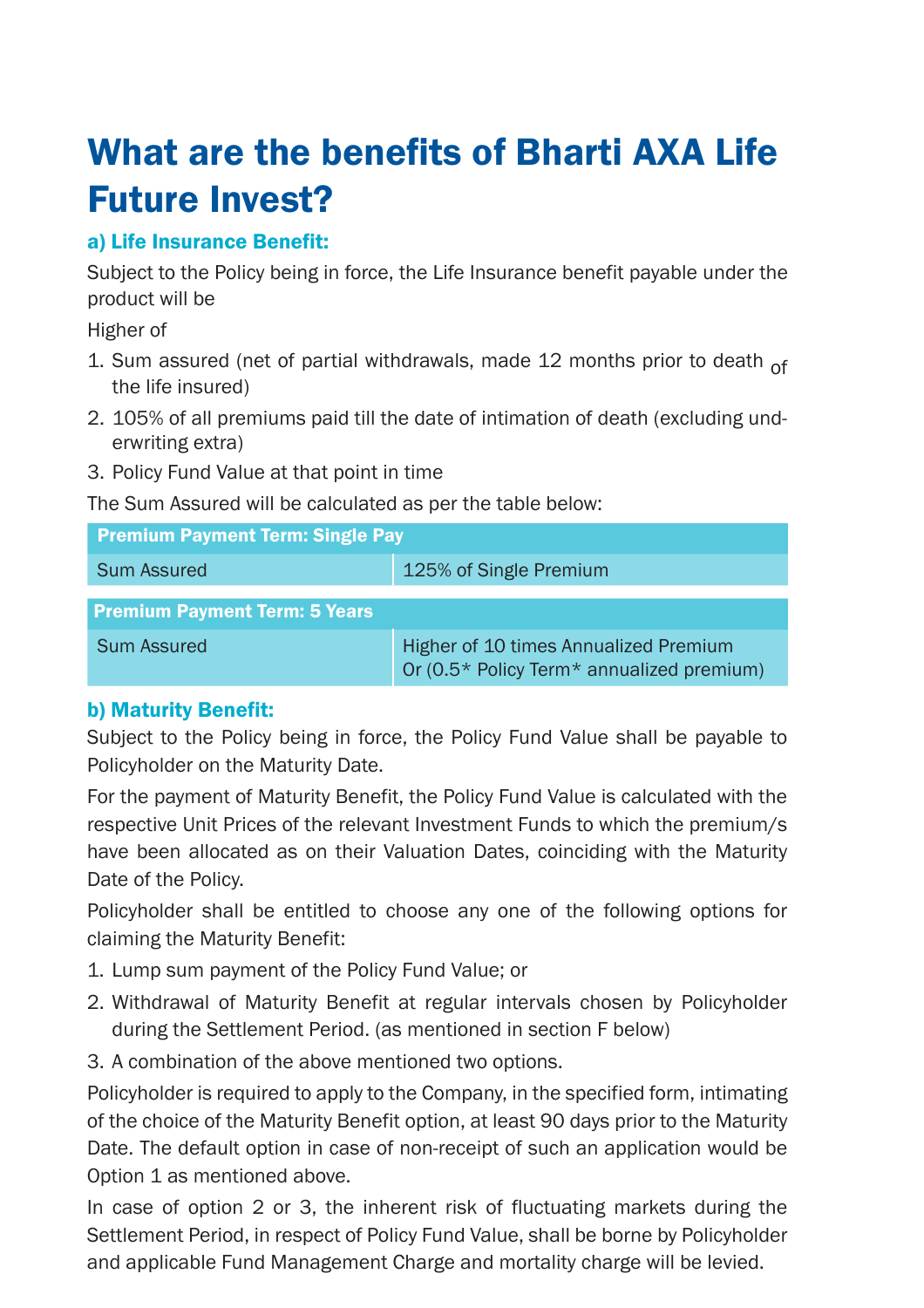# What are the benefits of Bharti AXA Life Future Invest?

### a) Life Insurance Benefit:

Subject to the Policy being in force, the Life Insurance benefit payable under the product will be

Higher of

1. Sum assured (net of partial withdrawals, made 12 months prior to death of the life insured)
2. 105% of all premiums paid till the date of intimation of death (excluding underwriting extra)
3. Policy Fund Value at that point in time

The Sum Assured will be calculated as per the table below:

| Premium Payment Term: Single Pay | |
|---|---|
| Sum Assured | 125% of Single Premium |

| Premium Payment Term: 5 Years | |
|---|---|
| Sum Assured | Higher of 10 times Annualized Premium Or (0.5* Policy Term* annualized premium) |

### b) Maturity Benefit:

Subject to the Policy being in force, the Policy Fund Value shall be payable to Policyholder on the Maturity Date.

For the payment of Maturity Benefit, the Policy Fund Value is calculated with the respective Unit Prices of the relevant Investment Funds to which the premium/s have been allocated as on their Valuation Dates, coinciding with the Maturity Date of the Policy.

Policyholder shall be entitled to choose any one of the following options for claiming the Maturity Benefit:

1. Lump sum payment of the Policy Fund Value; or
2. Withdrawal of Maturity Benefit at regular intervals chosen by Policyholder during the Settlement Period. (as mentioned in section F below)
3. A combination of the above mentioned two options.

Policyholder is required to apply to the Company, in the specified form, intimating of the choice of the Maturity Benefit option, at least 90 days prior to the Maturity Date. The default option in case of non-receipt of such an application would be Option 1 as mentioned above.

In case of option 2 or 3, the inherent risk of fluctuating markets during the Settlement Period, in respect of Policy Fund Value, shall be borne by Policyholder and applicable Fund Management Charge and mortality charge will be levied.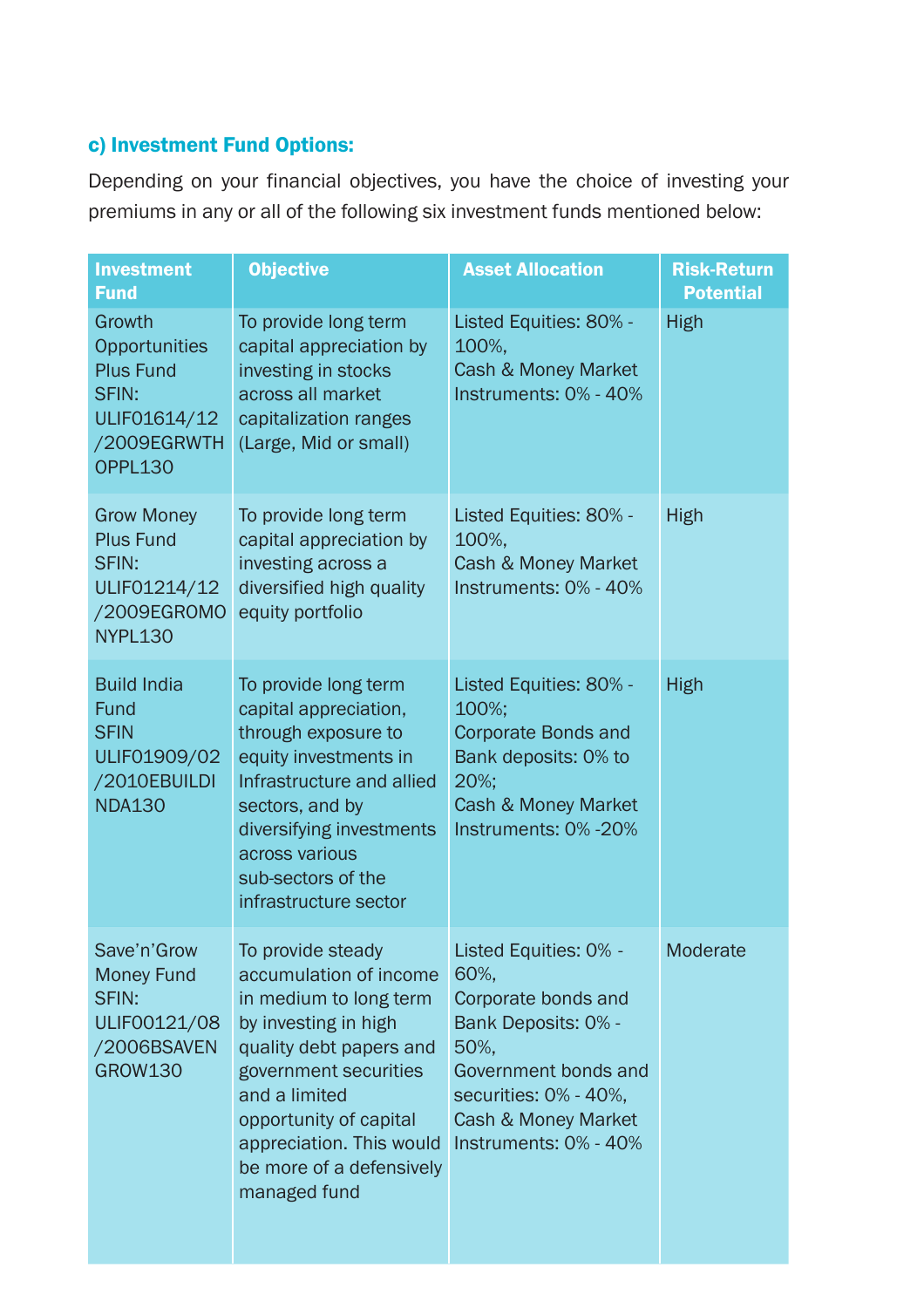### c) Investment Fund Options:

Depending on your financial objectives, you have the choice of investing your premiums in any or all of the following six investment funds mentioned below:

| Investment Fund | Objective | Asset Allocation | Risk-Return Potential |
|---|---|---|---|
| Growth Opportunities Plus Fund SFIN: ULIF01614/12/2009EGRWTHOPPL130 | To provide long term capital appreciation by investing in stocks across all market capitalization ranges (Large, Mid or small) | Listed Equities: 80% - 100%, Cash & Money Market Instruments: 0% - 40% | High |
| Grow Money Plus Fund SFIN: ULIF01214/12/2009EGROMONYPL130 | To provide long term capital appreciation by investing across a diversified high quality equity portfolio | Listed Equities: 80% - 100%, Cash & Money Market Instruments: 0% - 40% | High |
| Build India Fund SFIN ULIF01909/02/2010EBUILDINDA130 | To provide long term capital appreciation, through exposure to equity investments in Infrastructure and allied sectors, and by diversifying investments across various sub-sectors of the infrastructure sector | Listed Equities: 80% - 100%; Corporate Bonds and Bank deposits: 0% to 20%; Cash & Money Market Instruments: 0% -20% | High |
| Save'n'Grow Money Fund SFIN: ULIF00121/08/2006BSAVENGROW130 | To provide steady accumulation of income in medium to long term by investing in high quality debt papers and government securities and a limited opportunity of capital appreciation. This would be more of a defensively managed fund | Listed Equities: 0% - 60%, Corporate bonds and Bank Deposits: 0% - 50%, Government bonds and securities: 0% - 40%, Cash & Money Market Instruments: 0% - 40% | Moderate |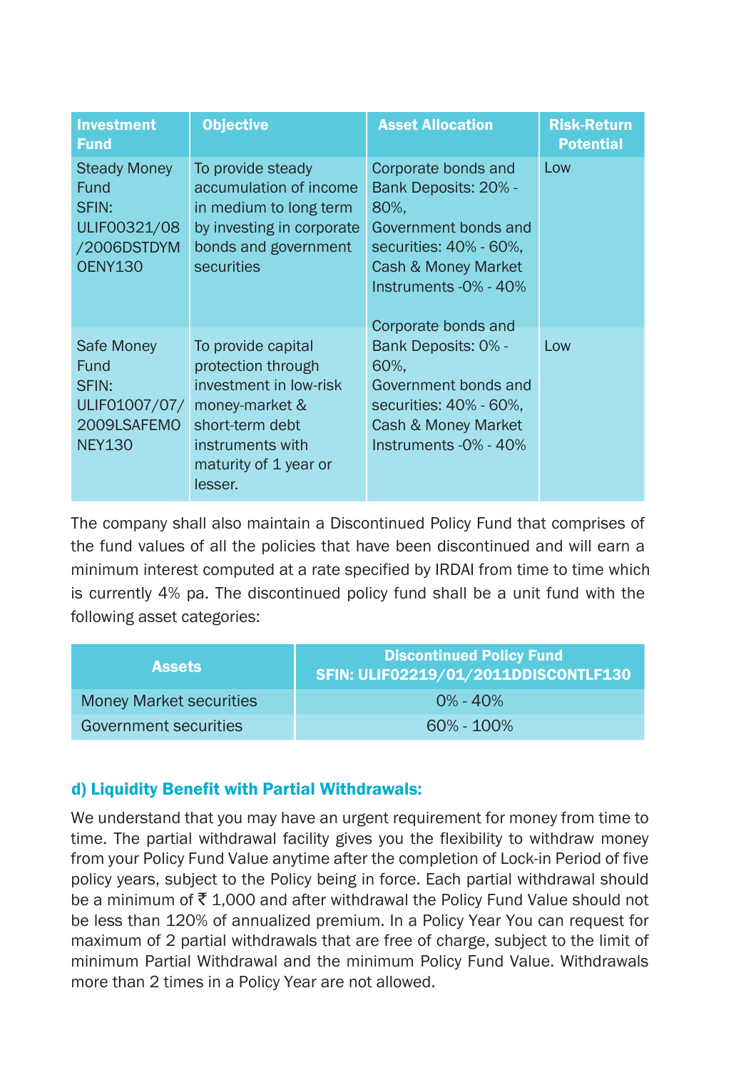| Investment Fund | Objective | Asset Allocation | Risk-Return Potential |
|---|---|---|---|
| Steady Money Fund SFIN: ULIF00321/08/2006DSTDYMOENY130 | To provide steady accumulation of income in medium to long term by investing in corporate bonds and government securities | Corporate bonds and Bank Deposits: 20% - 80%, Government bonds and securities: 40% - 60%, Cash & Money Market Instruments -0% - 40% | Low |
| Safe Money Fund SFIN: ULIF01007/07/2009LSAFEMONEY130 | To provide capital protection through investment in low-risk money-market & short-term debt instruments with maturity of 1 year or lesser. | Corporate bonds and Bank Deposits: 0% - 60%, Government bonds and securities: 40% - 60%, Cash & Money Market Instruments -0% - 40% | Low |

The company shall also maintain a Discontinued Policy Fund that comprises of the fund values of all the policies that have been discontinued and will earn a minimum interest computed at a rate specified by IRDAI from time to time which is currently 4% pa. The discontinued policy fund shall be a unit fund with the following asset categories:

| Assets | Discontinued Policy Fund SFIN: ULIF02219/01/2011DDISCONTLF130 |
|---|---|
| Money Market securities | 0% - 40% |
| Government securities | 60% - 100% |

### d) Liquidity Benefit with Partial Withdrawals:

We understand that you may have an urgent requirement for money from time to time. The partial withdrawal facility gives you the flexibility to withdraw money from your Policy Fund Value anytime after the completion of Lock-in Period of five policy years, subject to the Policy being in force. Each partial withdrawal should be a minimum of ₹ 1,000 and after withdrawal the Policy Fund Value should not be less than 120% of annualized premium. In a Policy Year You can request for maximum of 2 partial withdrawals that are free of charge, subject to the limit of minimum Partial Withdrawal and the minimum Policy Fund Value. Withdrawals more than 2 times in a Policy Year are not allowed.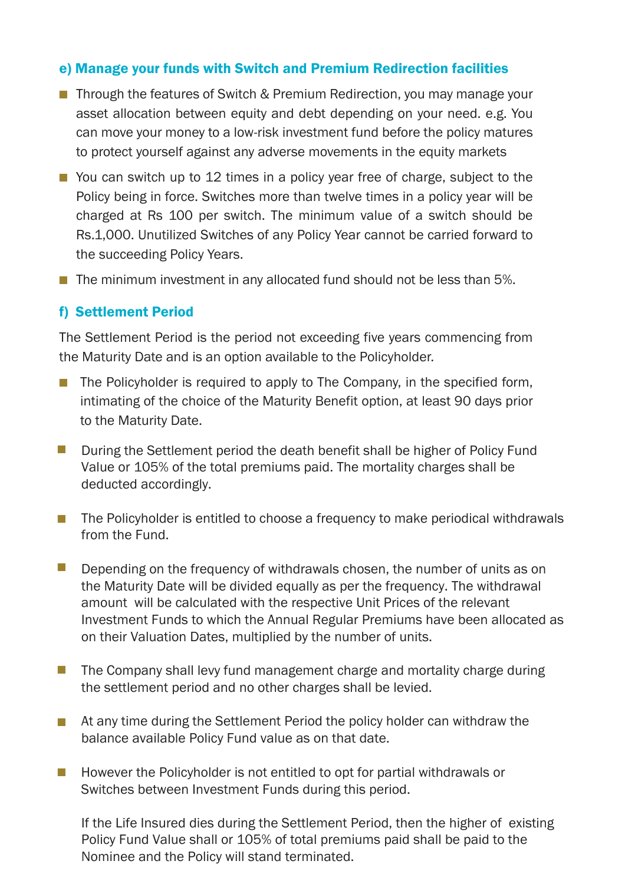### e) Manage your funds with Switch and Premium Redirection facilities

- Through the features of Switch & Premium Redirection, you may manage your asset allocation between equity and debt depending on your need. e.g. You can move your money to a low-risk investment fund before the policy matures to protect yourself against any adverse movements in the equity markets
- You can switch up to 12 times in a policy year free of charge, subject to the Policy being in force. Switches more than twelve times in a policy year will be charged at Rs 100 per switch. The minimum value of a switch should be Rs.1,000. Unutilized Switches of any Policy Year cannot be carried forward to the succeeding Policy Years.
- The minimum investment in any allocated fund should not be less than 5%.

### f) Settlement Period

The Settlement Period is the period not exceeding five years commencing from the Maturity Date and is an option available to the Policyholder.

- The Policyholder is required to apply to The Company, in the specified form, intimating of the choice of the Maturity Benefit option, at least 90 days prior to the Maturity Date.
- During the Settlement period the death benefit shall be higher of Policy Fund Value or 105% of the total premiums paid. The mortality charges shall be deducted accordingly.
- The Policyholder is entitled to choose a frequency to make periodical withdrawals from the Fund.
- Depending on the frequency of withdrawals chosen, the number of units as on the Maturity Date will be divided equally as per the frequency. The withdrawal amount will be calculated with the respective Unit Prices of the relevant Investment Funds to which the Annual Regular Premiums have been allocated as on their Valuation Dates, multiplied by the number of units.
- The Company shall levy fund management charge and mortality charge during the settlement period and no other charges shall be levied.
- At any time during the Settlement Period the policy holder can withdraw the balance available Policy Fund value as on that date.
- However the Policyholder is not entitled to opt for partial withdrawals or Switches between Investment Funds during this period.

  If the Life Insured dies during the Settlement Period, then the higher of existing Policy Fund Value shall or 105% of total premiums paid shall be paid to the Nominee and the Policy will stand terminated.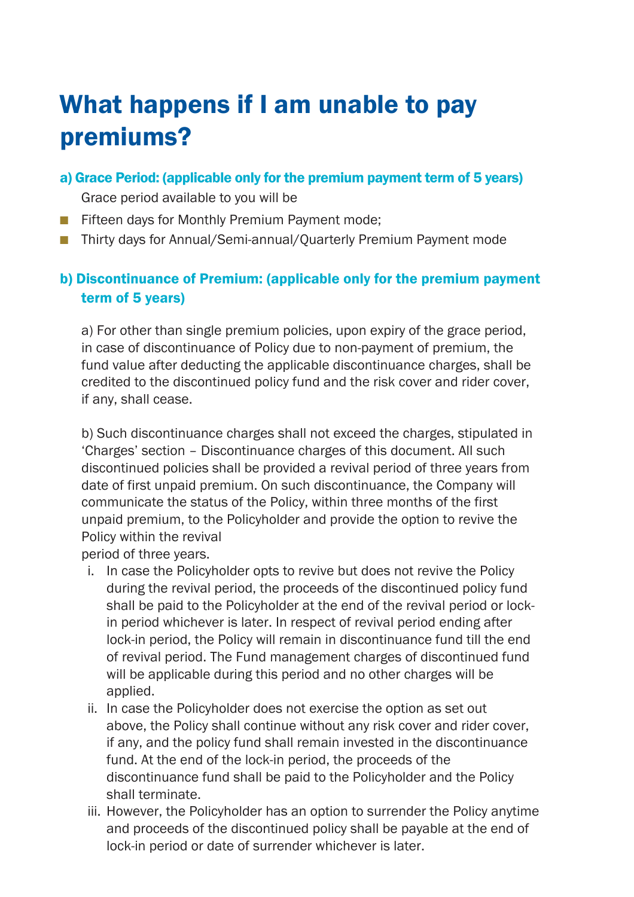# What happens if I am unable to pay premiums?

### a) Grace Period: (applicable only for the premium payment term of 5 years)

Grace period available to you will be

- Fifteen days for Monthly Premium Payment mode;
- Thirty days for Annual/Semi-annual/Quarterly Premium Payment mode

### b) Discontinuance of Premium: (applicable only for the premium payment term of 5 years)

a) For other than single premium policies, upon expiry of the grace period, in case of discontinuance of Policy due to non-payment of premium, the fund value after deducting the applicable discontinuance charges, shall be credited to the discontinued policy fund and the risk cover and rider cover, if any, shall cease.

b) Such discontinuance charges shall not exceed the charges, stipulated in 'Charges' section – Discontinuance charges of this document. All such discontinued policies shall be provided a revival period of three years from date of first unpaid premium. On such discontinuance, the Company will communicate the status of the Policy, within three months of the first unpaid premium, to the Policyholder and provide the option to revive the Policy within the revival period of three years.

i. In case the Policyholder opts to revive but does not revive the Policy during the revival period, the proceeds of the discontinued policy fund shall be paid to the Policyholder at the end of the revival period or lock-in period whichever is later. In respect of revival period ending after lock-in period, the Policy will remain in discontinuance fund till the end of revival period. The Fund management charges of discontinued fund will be applicable during this period and no other charges will be applied.

ii. In case the Policyholder does not exercise the option as set out above, the Policy shall continue without any risk cover and rider cover, if any, and the policy fund shall remain invested in the discontinuance fund. At the end of the lock-in period, the proceeds of the discontinuance fund shall be paid to the Policyholder and the Policy shall terminate.

iii. However, the Policyholder has an option to surrender the Policy anytime and proceeds of the discontinued policy shall be payable at the end of lock-in period or date of surrender whichever is later.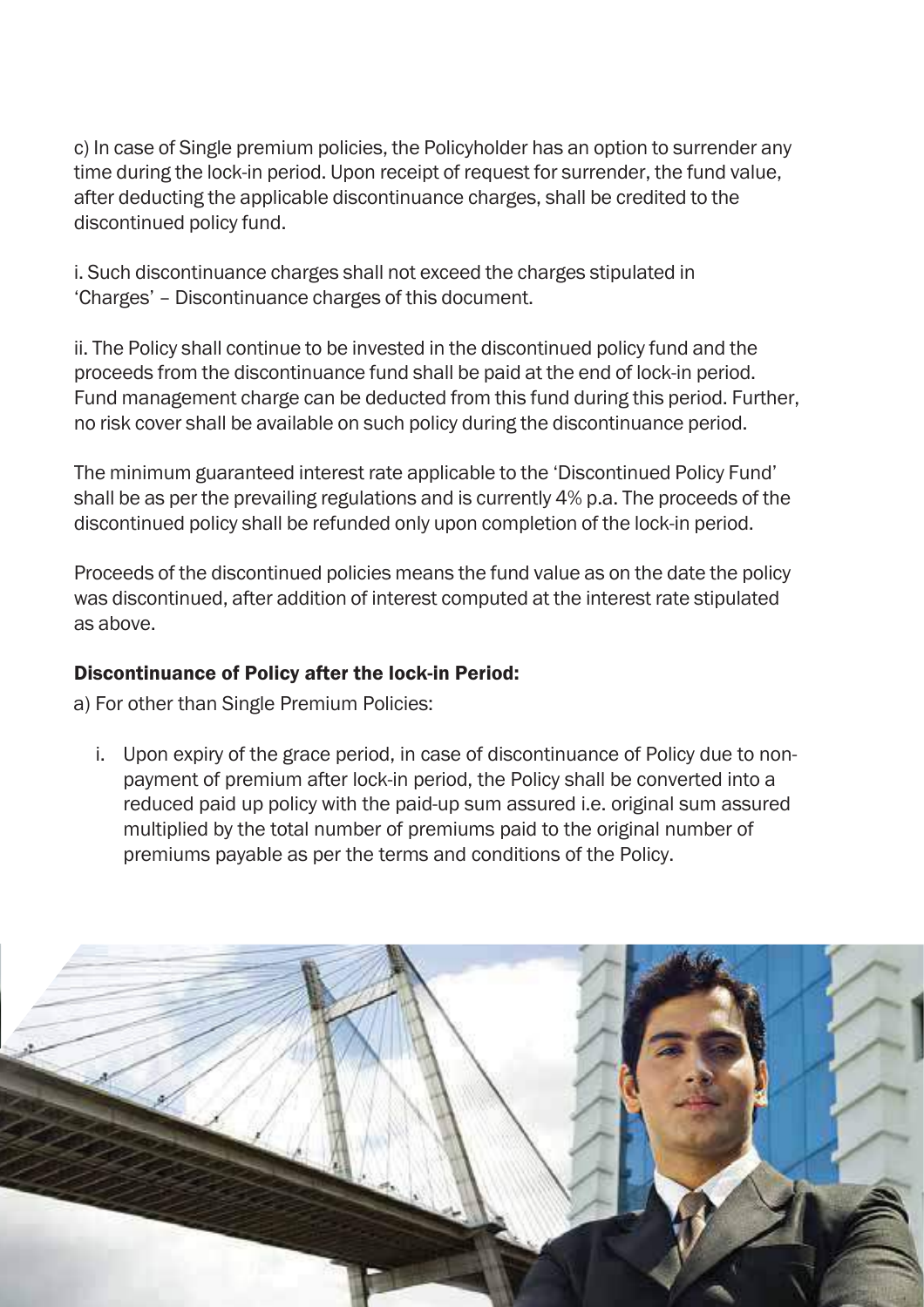c) In case of Single premium policies, the Policyholder has an option to surrender any time during the lock-in period. Upon receipt of request for surrender, the fund value, after deducting the applicable discontinuance charges, shall be credited to the discontinued policy fund.

i. Such discontinuance charges shall not exceed the charges stipulated in 'Charges' – Discontinuance charges of this document.

ii. The Policy shall continue to be invested in the discontinued policy fund and the proceeds from the discontinuance fund shall be paid at the end of lock-in period. Fund management charge can be deducted from this fund during this period. Further, no risk cover shall be available on such policy during the discontinuance period.

The minimum guaranteed interest rate applicable to the 'Discontinued Policy Fund' shall be as per the prevailing regulations and is currently 4% p.a. The proceeds of the discontinued policy shall be refunded only upon completion of the lock-in period.

Proceeds of the discontinued policies means the fund value as on the date the policy was discontinued, after addition of interest computed at the interest rate stipulated as above.

### Discontinuance of Policy after the lock-in Period:

a) For other than Single Premium Policies:

i. Upon expiry of the grace period, in case of discontinuance of Policy due to non-payment of premium after lock-in period, the Policy shall be converted into a reduced paid up policy with the paid-up sum assured i.e. original sum assured multiplied by the total number of premiums paid to the original number of premiums payable as per the terms and conditions of the Policy.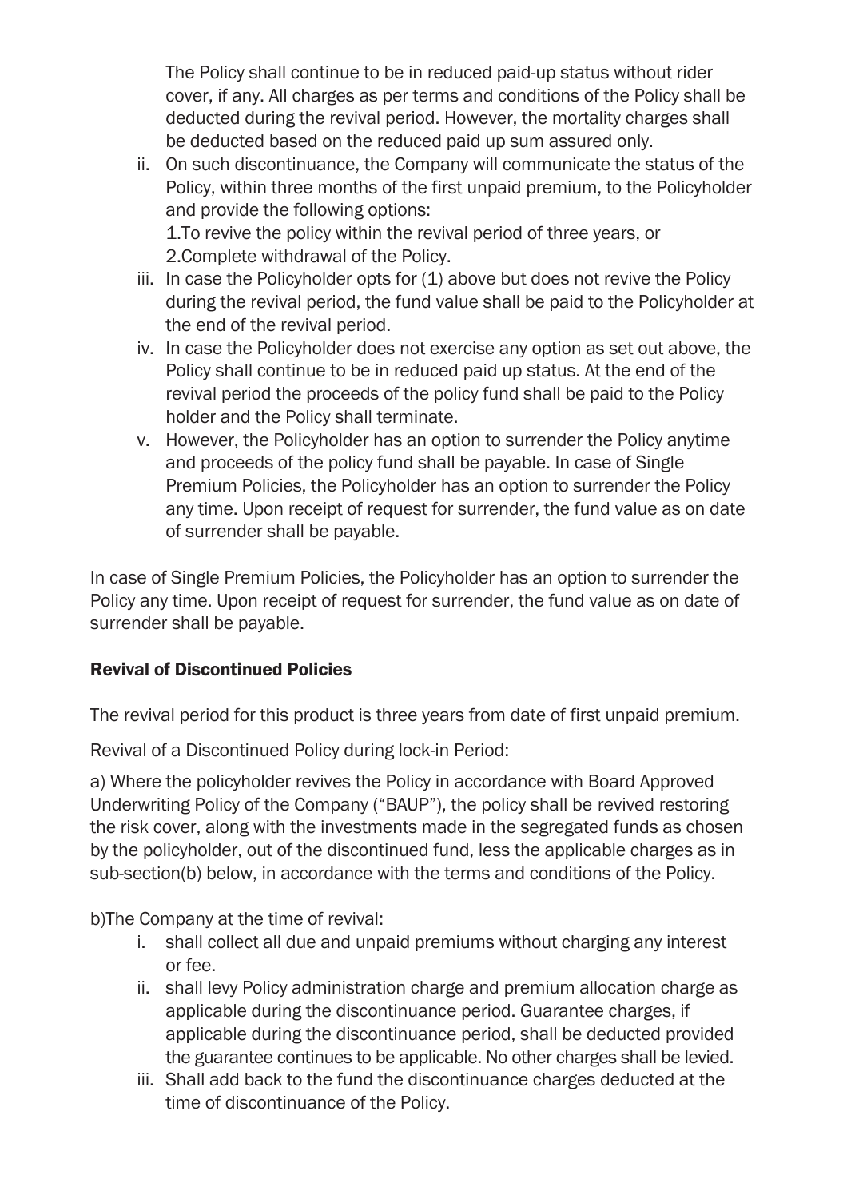The Policy shall continue to be in reduced paid-up status without rider cover, if any. All charges as per terms and conditions of the Policy shall be deducted during the revival period. However, the mortality charges shall be deducted based on the reduced paid up sum assured only.

ii. On such discontinuance, the Company will communicate the status of the Policy, within three months of the first unpaid premium, to the Policyholder and provide the following options:
   1.To revive the policy within the revival period of three years, or
   2.Complete withdrawal of the Policy.
iii. In case the Policyholder opts for (1) above but does not revive the Policy during the revival period, the fund value shall be paid to the Policyholder at the end of the revival period.
iv. In case the Policyholder does not exercise any option as set out above, the Policy shall continue to be in reduced paid up status. At the end of the revival period the proceeds of the policy fund shall be paid to the Policy holder and the Policy shall terminate.
v. However, the Policyholder has an option to surrender the Policy anytime and proceeds of the policy fund shall be payable. In case of Single Premium Policies, the Policyholder has an option to surrender the Policy any time. Upon receipt of request for surrender, the fund value as on date of surrender shall be payable.

In case of Single Premium Policies, the Policyholder has an option to surrender the Policy any time. Upon receipt of request for surrender, the fund value as on date of surrender shall be payable.

**Revival of Discontinued Policies**

The revival period for this product is three years from date of first unpaid premium.

Revival of a Discontinued Policy during lock-in Period:

a) Where the policyholder revives the Policy in accordance with Board Approved Underwriting Policy of the Company ("BAUP"), the policy shall be revived restoring the risk cover, along with the investments made in the segregated funds as chosen by the policyholder, out of the discontinued fund, less the applicable charges as in sub-section(b) below, in accordance with the terms and conditions of the Policy.

b)The Company at the time of revival:

i. shall collect all due and unpaid premiums without charging any interest or fee.
ii. shall levy Policy administration charge and premium allocation charge as applicable during the discontinuance period. Guarantee charges, if applicable during the discontinuance period, shall be deducted provided the guarantee continues to be applicable. No other charges shall be levied.
iii. Shall add back to the fund the discontinuance charges deducted at the time of discontinuance of the Policy.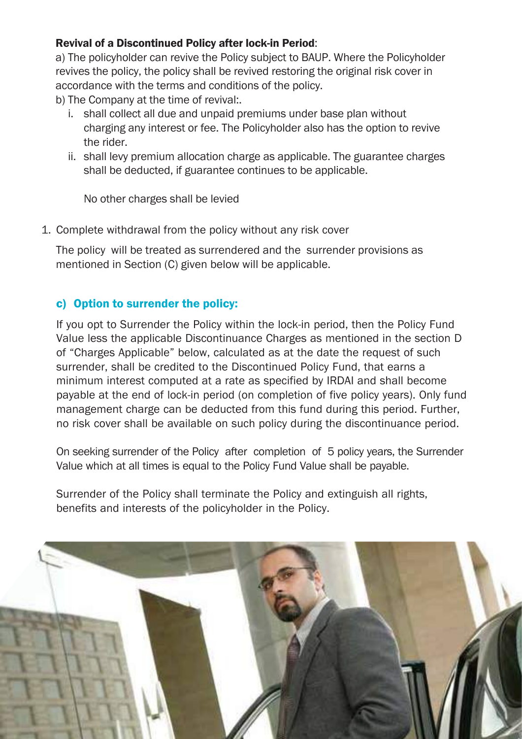**Revival of a Discontinued Policy after lock-in Period**:

a) The policyholder can revive the Policy subject to BAUP. Where the Policyholder revives the policy, the policy shall be revived restoring the original risk cover in accordance with the terms and conditions of the policy.

b) The Company at the time of revival:.

  i. shall collect all due and unpaid premiums under base plan without charging any interest or fee. The Policyholder also has the option to revive the rider.

  ii. shall levy premium allocation charge as applicable. The guarantee charges shall be deducted, if guarantee continues to be applicable.

  No other charges shall be levied

1. Complete withdrawal from the policy without any risk cover

   The policy will be treated as surrendered and the surrender provisions as mentioned in Section (C) given below will be applicable.

## c) Option to surrender the policy:

If you opt to Surrender the Policy within the lock-in period, then the Policy Fund Value less the applicable Discontinuance Charges as mentioned in the section D of "Charges Applicable" below, calculated as at the date the request of such surrender, shall be credited to the Discontinued Policy Fund, that earns a minimum interest computed at a rate as specified by IRDAI and shall become payable at the end of lock-in period (on completion of five policy years). Only fund management charge can be deducted from this fund during this period. Further, no risk cover shall be available on such policy during the discontinuance period.

On seeking surrender of the Policy after completion of 5 policy years, the Surrender Value which at all times is equal to the Policy Fund Value shall be payable.

Surrender of the Policy shall terminate the Policy and extinguish all rights, benefits and interests of the policyholder in the Policy.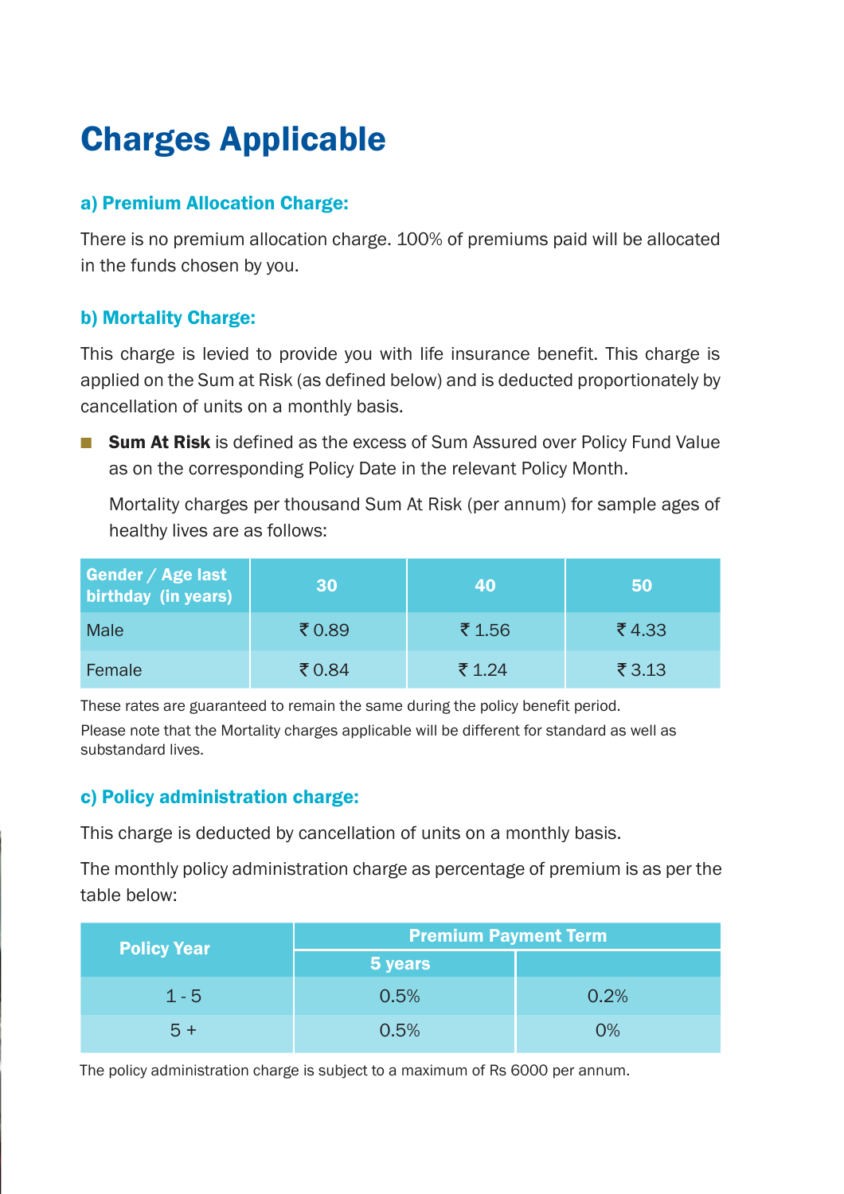# Charges Applicable

### a) Premium Allocation Charge:

There is no premium allocation charge. 100% of premiums paid will be allocated in the funds chosen by you.

### b) Mortality Charge:

This charge is levied to provide you with life insurance benefit. This charge is applied on the Sum at Risk (as defined below) and is deducted proportionately by cancellation of units on a monthly basis.

- **Sum At Risk** is defined as the excess of Sum Assured over Policy Fund Value as on the corresponding Policy Date in the relevant Policy Month.

  Mortality charges per thousand Sum At Risk (per annum) for sample ages of healthy lives are as follows:

| Gender / Age last birthday (in years) | 30 | 40 | 50 |
|---|---|---|---|
| Male | ₹ 0.89 | ₹ 1.56 | ₹ 4.33 |
| Female | ₹ 0.84 | ₹ 1.24 | ₹ 3.13 |

These rates are guaranteed to remain the same during the policy benefit period.

Please note that the Mortality charges applicable will be different for standard as well as substandard lives.

### c) Policy administration charge:

This charge is deducted by cancellation of units on a monthly basis.

The monthly policy administration charge as percentage of premium is as per the table below:

| Policy Year | Premium Payment Term | |
|---|---|---|
| | 5 years | |
| 1 - 5 | 0.5% | 0.2% |
| 5 + | 0.5% | 0% |

The policy administration charge is subject to a maximum of Rs 6000 per annum.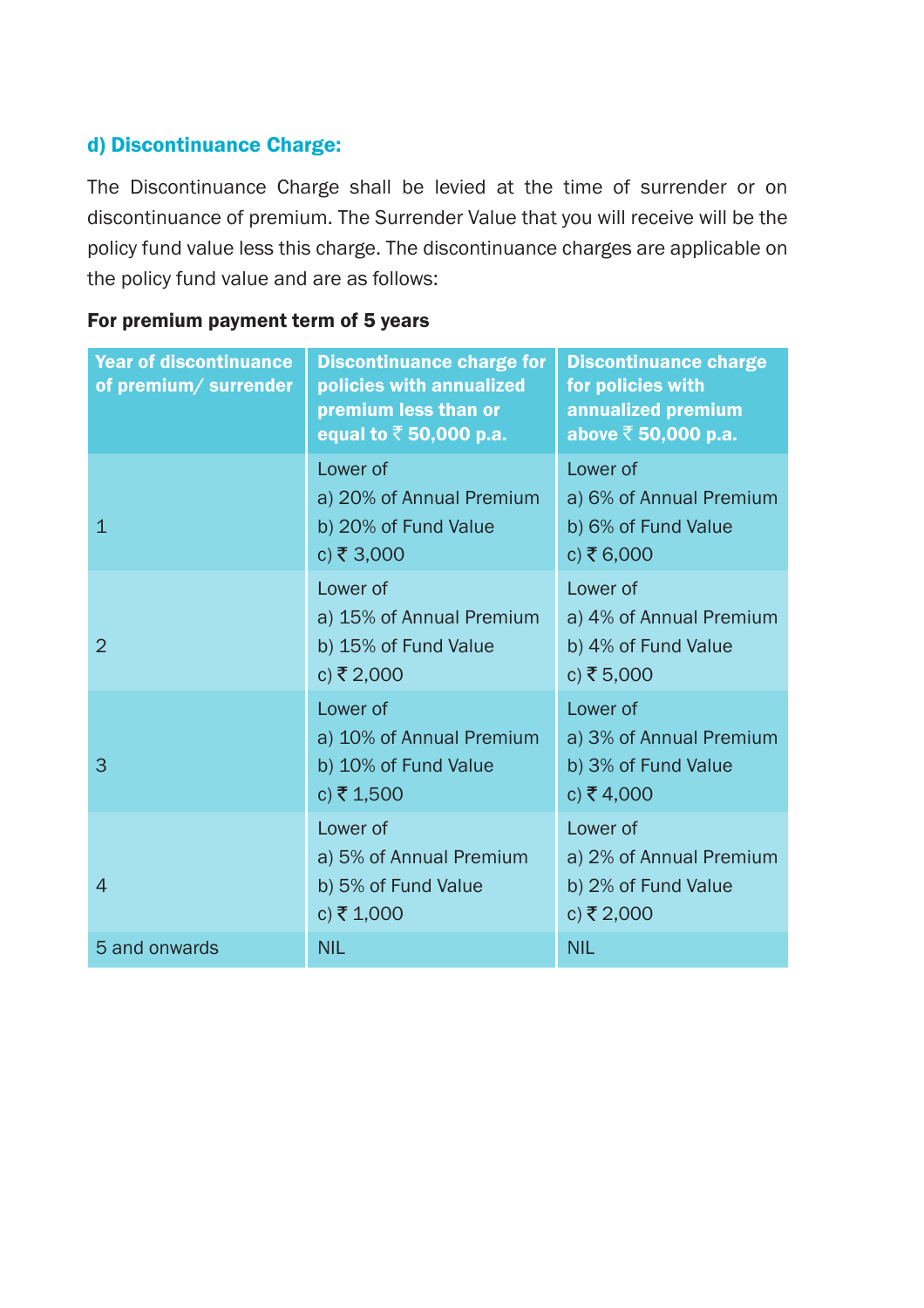### d) Discontinuance Charge:

The Discontinuance Charge shall be levied at the time of surrender or on discontinuance of premium. The Surrender Value that you will receive will be the policy fund value less this charge. The discontinuance charges are applicable on the policy fund value and are as follows:

**For premium payment term of 5 years**

| Year of discontinuance of premium/ surrender | Discontinuance charge for policies with annualized premium less than or equal to ₹ 50,000 p.a. | Discontinuance charge for policies with annualized premium above ₹ 50,000 p.a. |
|---|---|---|
| 1 | Lower of<br>a) 20% of Annual Premium<br>b) 20% of Fund Value<br>c) ₹ 3,000 | Lower of<br>a) 6% of Annual Premium<br>b) 6% of Fund Value<br>c) ₹ 6,000 |
| 2 | Lower of<br>a) 15% of Annual Premium<br>b) 15% of Fund Value<br>c) ₹ 2,000 | Lower of<br>a) 4% of Annual Premium<br>b) 4% of Fund Value<br>c) ₹ 5,000 |
| 3 | Lower of<br>a) 10% of Annual Premium<br>b) 10% of Fund Value<br>c) ₹ 1,500 | Lower of<br>a) 3% of Annual Premium<br>b) 3% of Fund Value<br>c) ₹ 4,000 |
| 4 | Lower of<br>a) 5% of Annual Premium<br>b) 5% of Fund Value<br>c) ₹ 1,000 | Lower of<br>a) 2% of Annual Premium<br>b) 2% of Fund Value<br>c) ₹ 2,000 |
| 5 and onwards | NIL | NIL |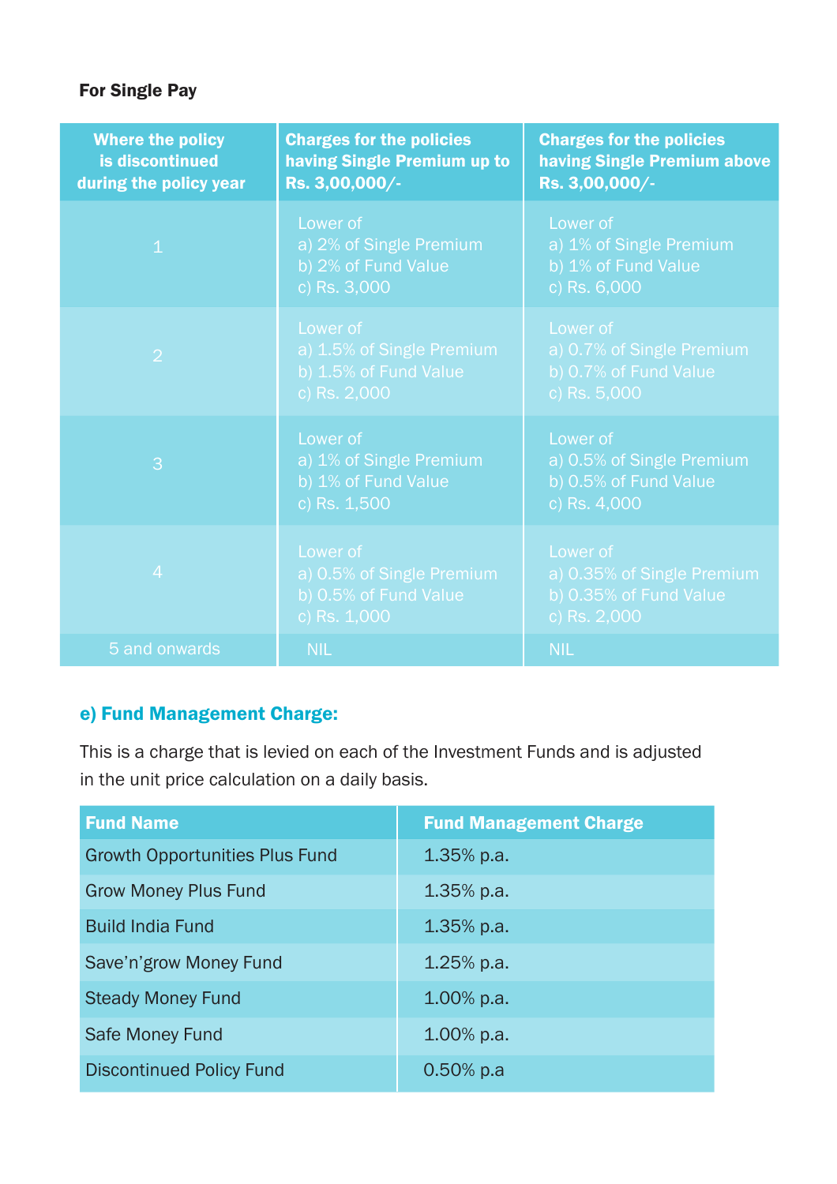**For Single Pay**

| Where the policy is discontinued during the policy year | Charges for the policies having Single Premium up to Rs. 3,00,000/- | Charges for the policies having Single Premium above Rs. 3,00,000/- |
|---|---|---|
| 1 | Lower of<br>a) 2% of Single Premium<br>b) 2% of Fund Value<br>c) Rs. 3,000 | Lower of<br>a) 1% of Single Premium<br>b) 1% of Fund Value<br>c) Rs. 6,000 |
| 2 | Lower of<br>a) 1.5% of Single Premium<br>b) 1.5% of Fund Value<br>c) Rs. 2,000 | Lower of<br>a) 0.7% of Single Premium<br>b) 0.7% of Fund Value<br>c) Rs. 5,000 |
| 3 | Lower of<br>a) 1% of Single Premium<br>b) 1% of Fund Value<br>c) Rs. 1,500 | Lower of<br>a) 0.5% of Single Premium<br>b) 0.5% of Fund Value<br>c) Rs. 4,000 |
| 4 | Lower of<br>a) 0.5% of Single Premium<br>b) 0.5% of Fund Value<br>c) Rs. 1,000 | Lower of<br>a) 0.35% of Single Premium<br>b) 0.35% of Fund Value<br>c) Rs. 2,000 |
| 5 and onwards | NIL | NIL |

### e) Fund Management Charge:

This is a charge that is levied on each of the Investment Funds and is adjusted in the unit price calculation on a daily basis.

| Fund Name | Fund Management Charge |
|---|---|
| Growth Opportunities Plus Fund | 1.35% p.a. |
| Grow Money Plus Fund | 1.35% p.a. |
| Build India Fund | 1.35% p.a. |
| Save'n'grow Money Fund | 1.25% p.a. |
| Steady Money Fund | 1.00% p.a. |
| Safe Money Fund | 1.00% p.a. |
| Discontinued Policy Fund | 0.50% p.a |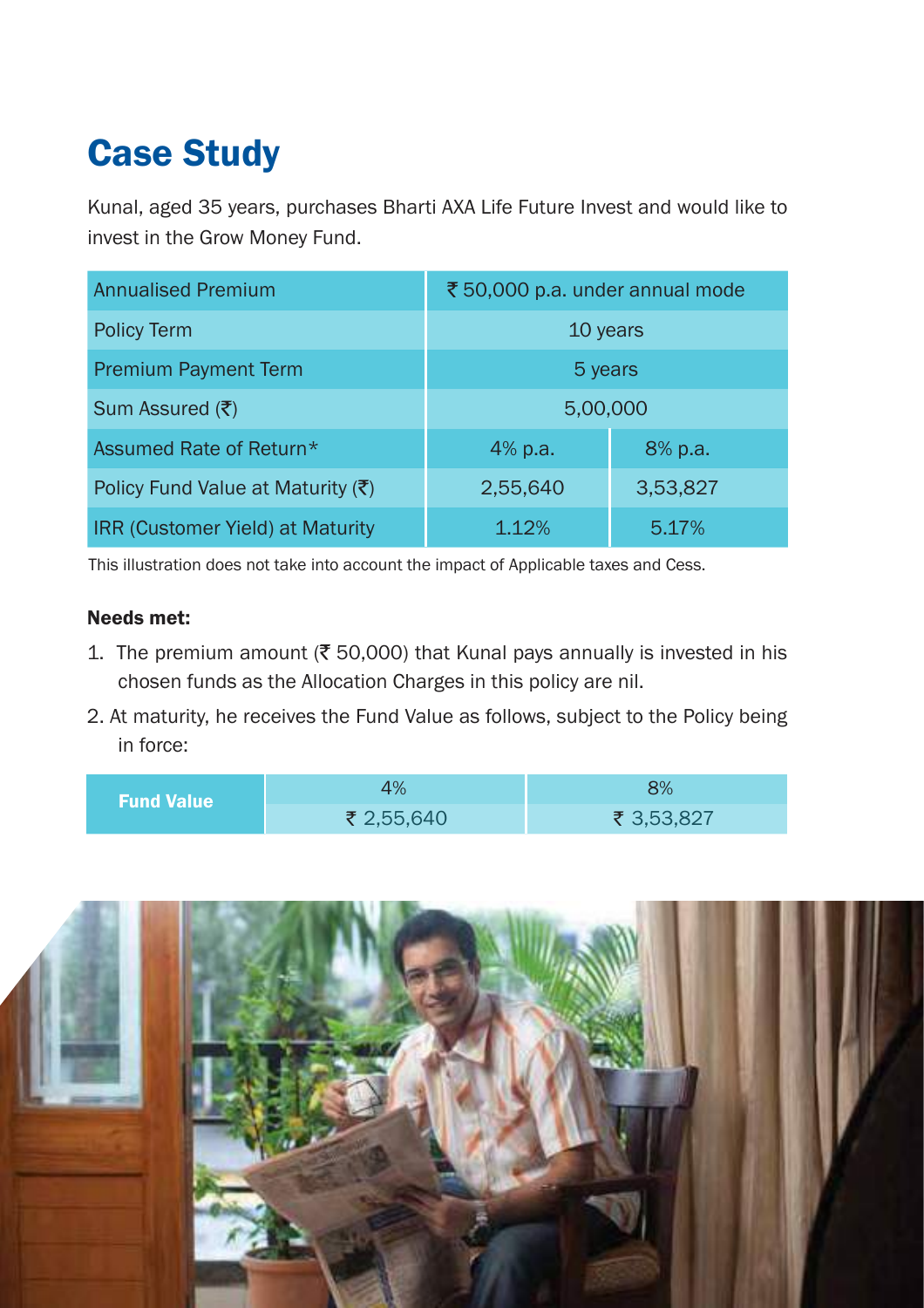# Case Study

Kunal, aged 35 years, purchases Bharti AXA Life Future Invest and would like to invest in the Grow Money Fund.

| Annualised Premium | ₹ 50,000 p.a. under annual mode | |
|---|---|---|
| Policy Term | 10 years | |
| Premium Payment Term | 5 years | |
| Sum Assured (₹) | 5,00,000 | |
| Assumed Rate of Return* | 4% p.a. | 8% p.a. |
| Policy Fund Value at Maturity (₹) | 2,55,640 | 3,53,827 |
| IRR (Customer Yield) at Maturity | 1.12% | 5.17% |

This illustration does not take into account the impact of Applicable taxes and Cess.

**Needs met:**

1. The premium amount (₹ 50,000) that Kunal pays annually is invested in his chosen funds as the Allocation Charges in this policy are nil.
2. At maturity, he receives the Fund Value as follows, subject to the Policy being in force:

| Fund Value | 4% | 8% |
|---|---|---|
| | ₹ 2,55,640 | ₹ 3,53,827 |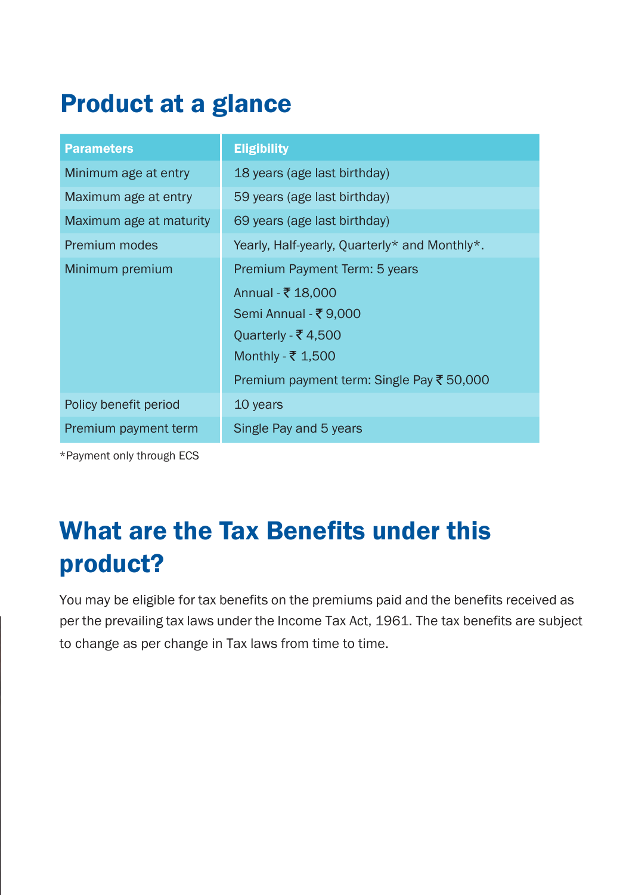## Product at a glance

| Parameters | Eligibility |
|---|---|
| Minimum age at entry | 18 years (age last birthday) |
| Maximum age at entry | 59 years (age last birthday) |
| Maximum age at maturity | 69 years (age last birthday) |
| Premium modes | Yearly, Half-yearly, Quarterly* and Monthly*. |
| Minimum premium | Premium Payment Term: 5 years<br>Annual - ₹ 18,000<br>Semi Annual - ₹ 9,000<br>Quarterly - ₹ 4,500<br>Monthly - ₹ 1,500<br>Premium payment term: Single Pay ₹ 50,000 |
| Policy benefit period | 10 years |
| Premium payment term | Single Pay and 5 years |

*Payment only through ECS

## What are the Tax Benefits under this product?

You may be eligible for tax benefits on the premiums paid and the benefits received as per the prevailing tax laws under the Income Tax Act, 1961. The tax benefits are subject to change as per change in Tax laws from time to time.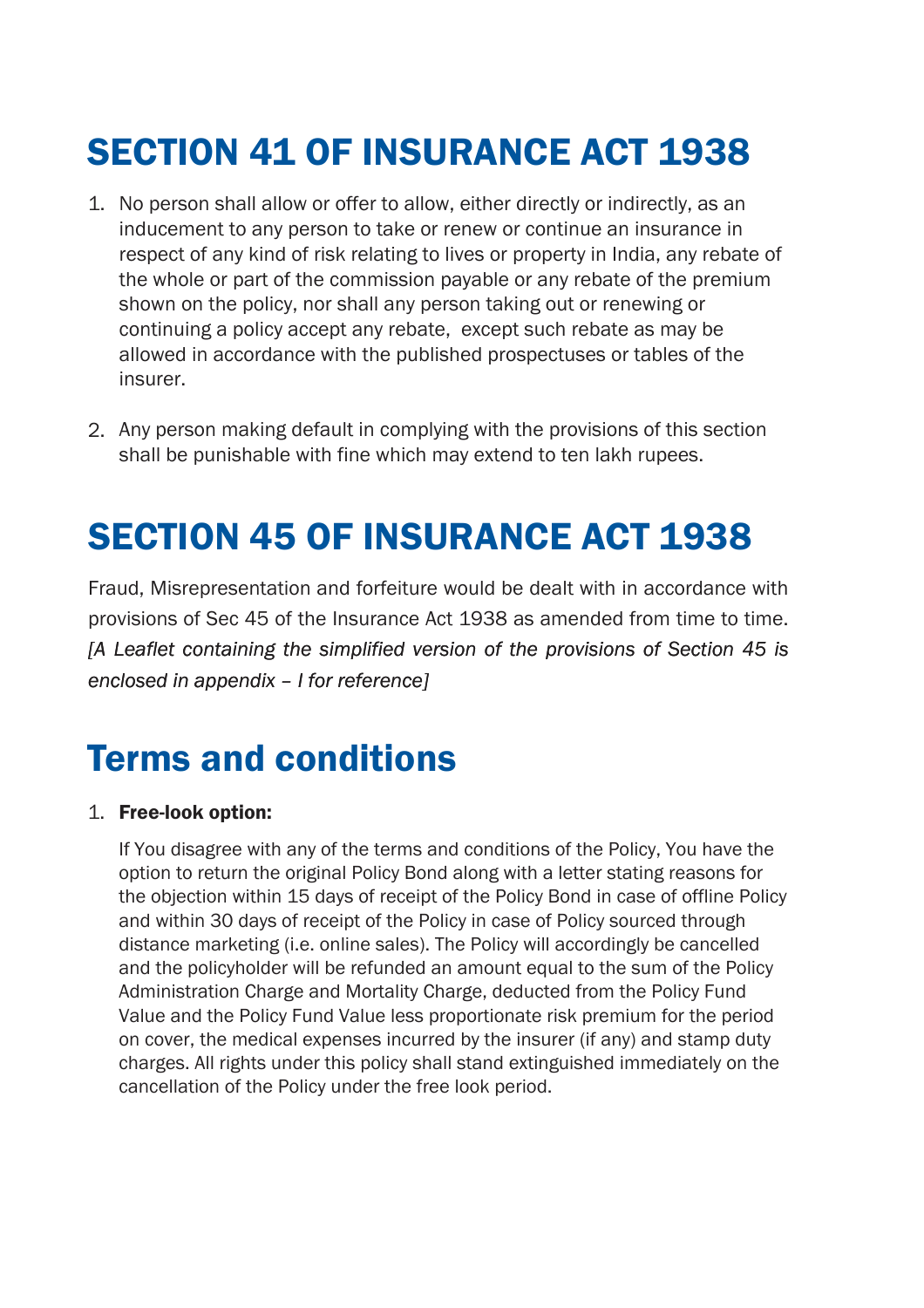# SECTION 41 OF INSURANCE ACT 1938

1. No person shall allow or offer to allow, either directly or indirectly, as an inducement to any person to take or renew or continue an insurance in respect of any kind of risk relating to lives or property in India, any rebate of the whole or part of the commission payable or any rebate of the premium shown on the policy, nor shall any person taking out or renewing or continuing a policy accept any rebate, except such rebate as may be allowed in accordance with the published prospectuses or tables of the insurer.

2. Any person making default in complying with the provisions of this section shall be punishable with fine which may extend to ten lakh rupees.

# SECTION 45 OF INSURANCE ACT 1938

Fraud, Misrepresentation and forfeiture would be dealt with in accordance with provisions of Sec 45 of the Insurance Act 1938 as amended from time to time. *[A Leaflet containing the simplified version of the provisions of Section 45 is enclosed in appendix – I for reference]*

# Terms and conditions

1. **Free-look option:**

   If You disagree with any of the terms and conditions of the Policy, You have the option to return the original Policy Bond along with a letter stating reasons for the objection within 15 days of receipt of the Policy Bond in case of offline Policy and within 30 days of receipt of the Policy in case of Policy sourced through distance marketing (i.e. online sales). The Policy will accordingly be cancelled and the policyholder will be refunded an amount equal to the sum of the Policy Administration Charge and Mortality Charge, deducted from the Policy Fund Value and the Policy Fund Value less proportionate risk premium for the period on cover, the medical expenses incurred by the insurer (if any) and stamp duty charges. All rights under this policy shall stand extinguished immediately on the cancellation of the Policy under the free look period.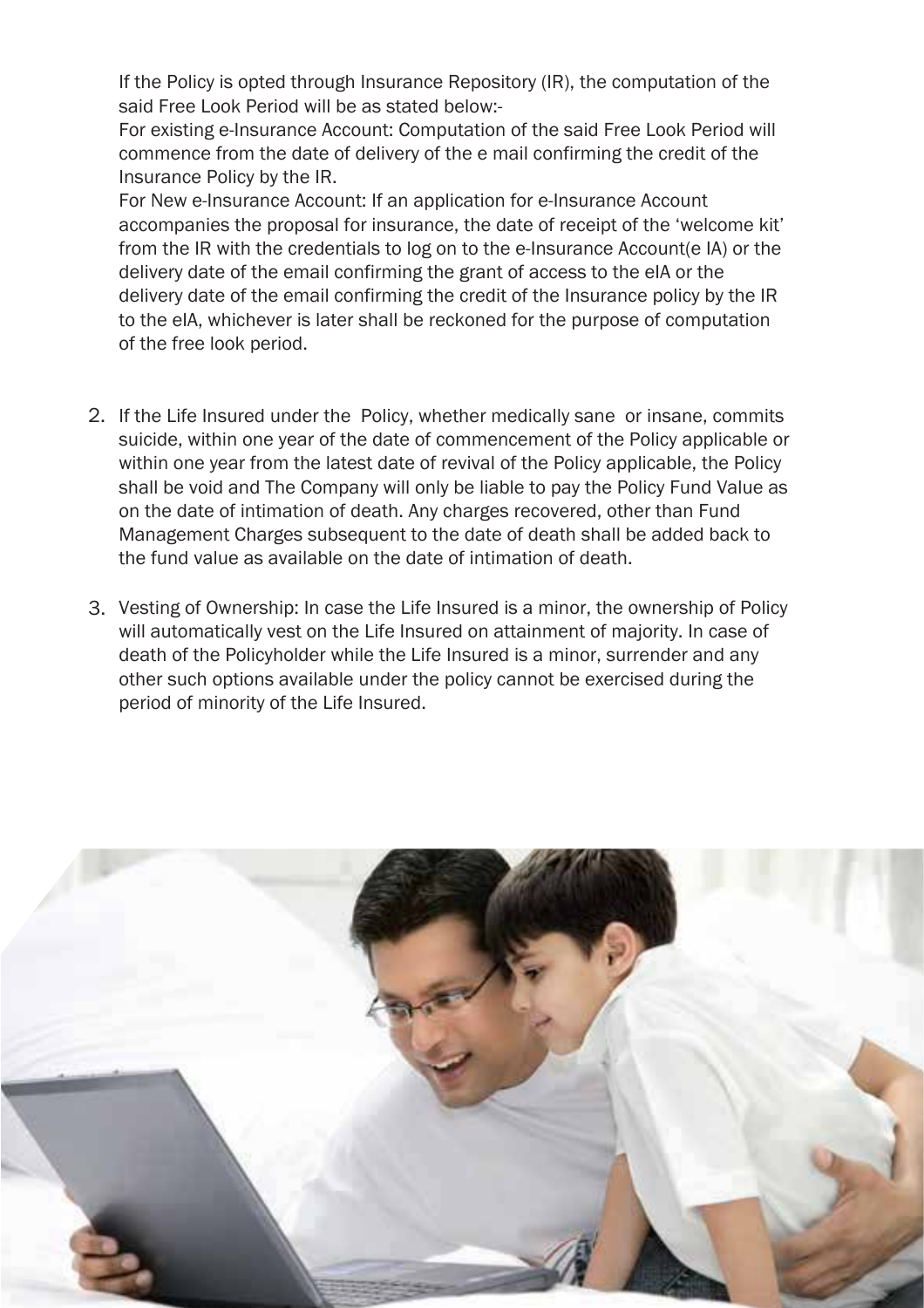If the Policy is opted through Insurance Repository (IR), the computation of the said Free Look Period will be as stated below:-

For existing e-Insurance Account: Computation of the said Free Look Period will commence from the date of delivery of the e mail confirming the credit of the Insurance Policy by the IR.

For New e-Insurance Account: If an application for e-Insurance Account accompanies the proposal for insurance, the date of receipt of the 'welcome kit' from the IR with the credentials to log on to the e-Insurance Account(e IA) or the delivery date of the email confirming the grant of access to the eIA or the delivery date of the email confirming the credit of the Insurance policy by the IR to the eIA, whichever is later shall be reckoned for the purpose of computation of the free look period.

2. If the Life Insured under the Policy, whether medically sane or insane, commits suicide, within one year of the date of commencement of the Policy applicable or within one year from the latest date of revival of the Policy applicable, the Policy shall be void and The Company will only be liable to pay the Policy Fund Value as on the date of intimation of death. Any charges recovered, other than Fund Management Charges subsequent to the date of death shall be added back to the fund value as available on the date of intimation of death.

3. Vesting of Ownership: In case the Life Insured is a minor, the ownership of Policy will automatically vest on the Life Insured on attainment of majority. In case of death of the Policyholder while the Life Insured is a minor, surrender and any other such options available under the policy cannot be exercised during the period of minority of the Life Insured.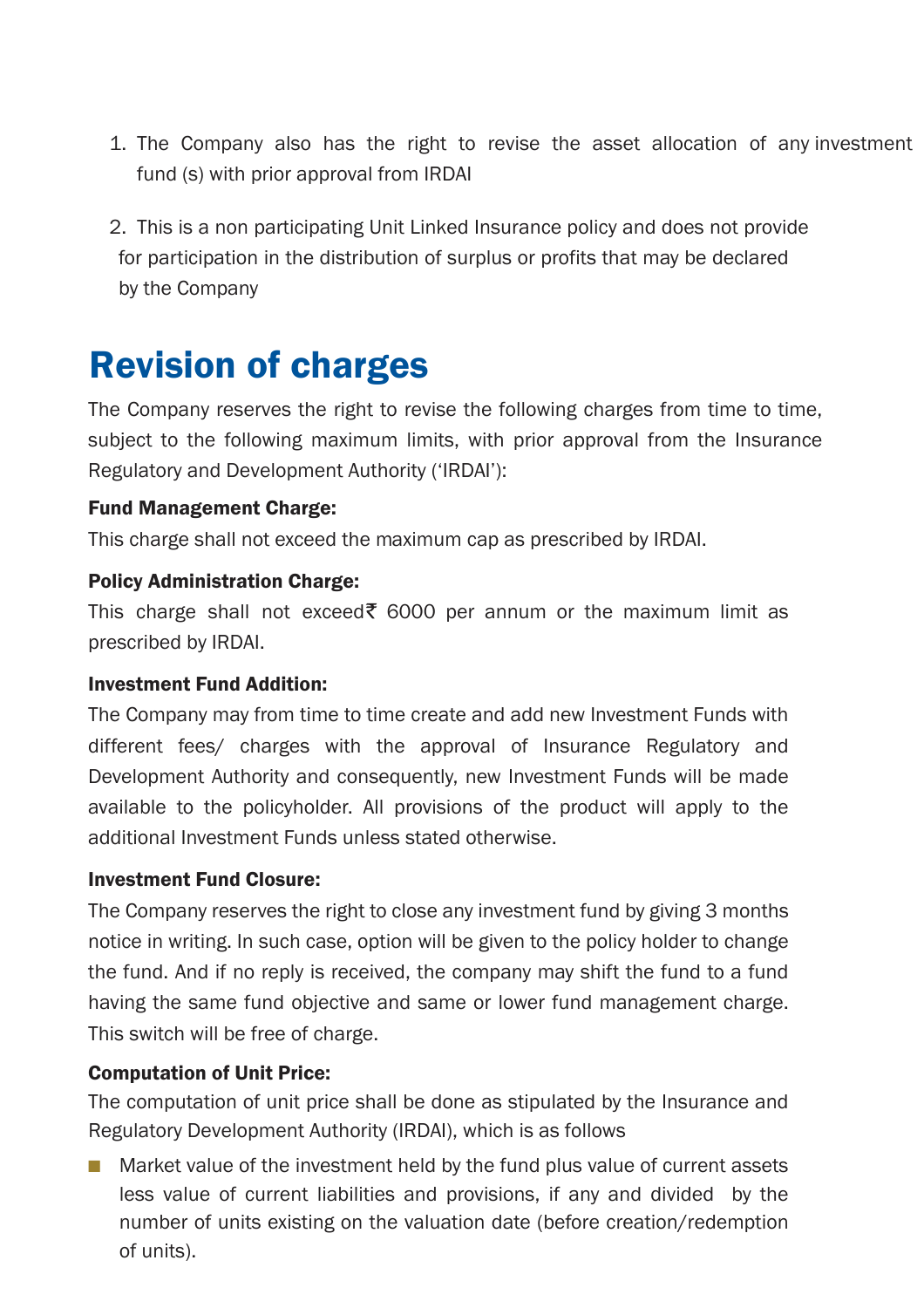1. The Company also has the right to revise the asset allocation of any investment fund (s) with prior approval from IRDAI

2. This is a non participating Unit Linked Insurance policy and does not provide for participation in the distribution of surplus or profits that may be declared by the Company

# Revision of charges

The Company reserves the right to revise the following charges from time to time, subject to the following maximum limits, with prior approval from the Insurance Regulatory and Development Authority ('IRDAI'):

**Fund Management Charge:**
This charge shall not exceed the maximum cap as prescribed by IRDAI.

**Policy Administration Charge:**
This charge shall not exceed₹ 6000 per annum or the maximum limit as prescribed by IRDAI.

**Investment Fund Addition:**
The Company may from time to time create and add new Investment Funds with different fees/ charges with the approval of Insurance Regulatory and Development Authority and consequently, new Investment Funds will be made available to the policyholder. All provisions of the product will apply to the additional Investment Funds unless stated otherwise.

**Investment Fund Closure:**
The Company reserves the right to close any investment fund by giving 3 months notice in writing. In such case, option will be given to the policy holder to change the fund. And if no reply is received, the company may shift the fund to a fund having the same fund objective and same or lower fund management charge. This switch will be free of charge.

**Computation of Unit Price:**
The computation of unit price shall be done as stipulated by the Insurance and Regulatory Development Authority (IRDAI), which is as follows

- Market value of the investment held by the fund plus value of current assets less value of current liabilities and provisions, if any and divided by the number of units existing on the valuation date (before creation/redemption of units).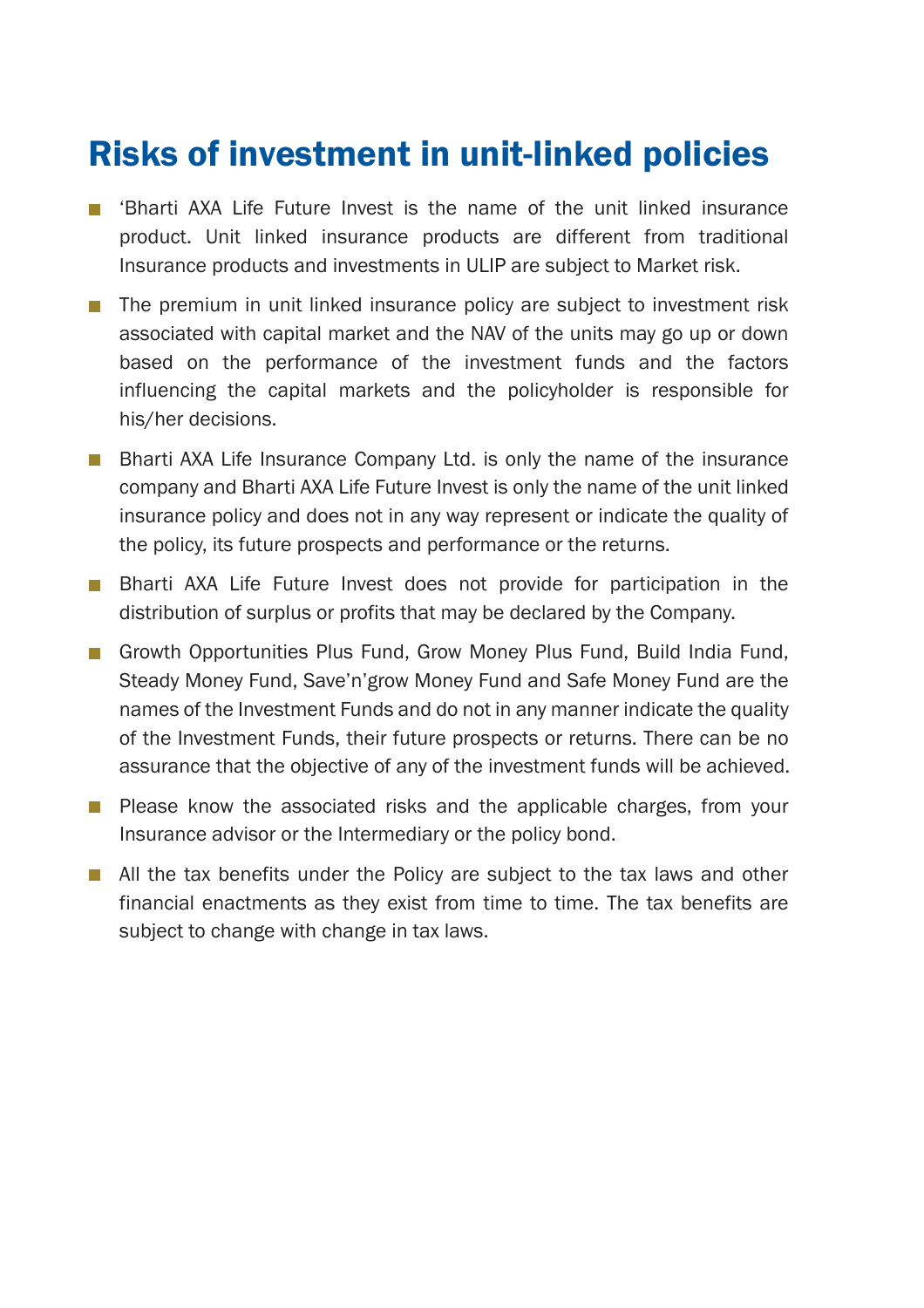## Risks of investment in unit-linked policies

- ‘Bharti AXA Life Future Invest is the name of the unit linked insurance product. Unit linked insurance products are different from traditional Insurance products and investments in ULIP are subject to Market risk.
- The premium in unit linked insurance policy are subject to investment risk associated with capital market and the NAV of the units may go up or down based on the performance of the investment funds and the factors influencing the capital markets and the policyholder is responsible for his/her decisions.
- Bharti AXA Life Insurance Company Ltd. is only the name of the insurance company and Bharti AXA Life Future Invest is only the name of the unit linked insurance policy and does not in any way represent or indicate the quality of the policy, its future prospects and performance or the returns.
- Bharti AXA Life Future Invest does not provide for participation in the distribution of surplus or profits that may be declared by the Company.
- Growth Opportunities Plus Fund, Grow Money Plus Fund, Build India Fund, Steady Money Fund, Save’n’grow Money Fund and Safe Money Fund are the names of the Investment Funds and do not in any manner indicate the quality of the Investment Funds, their future prospects or returns. There can be no assurance that the objective of any of the investment funds will be achieved.
- Please know the associated risks and the applicable charges, from your Insurance advisor or the Intermediary or the policy bond.
- All the tax benefits under the Policy are subject to the tax laws and other financial enactments as they exist from time to time. The tax benefits are subject to change with change in tax laws.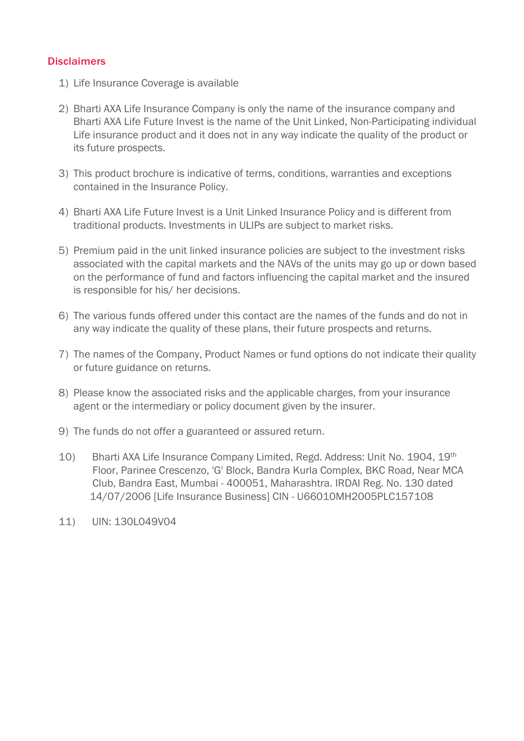## Disclaimers

1) Life Insurance Coverage is available

2) Bharti AXA Life Insurance Company is only the name of the insurance company and Bharti AXA Life Future Invest is the name of the Unit Linked, Non-Participating individual Life insurance product and it does not in any way indicate the quality of the product or its future prospects.

3) This product brochure is indicative of terms, conditions, warranties and exceptions contained in the Insurance Policy.

4) Bharti AXA Life Future Invest is a Unit Linked Insurance Policy and is different from traditional products. Investments in ULIPs are subject to market risks.

5) Premium paid in the unit linked insurance policies are subject to the investment risks associated with the capital markets and the NAVs of the units may go up or down based on the performance of fund and factors influencing the capital market and the insured is responsible for his/ her decisions.

6) The various funds offered under this contact are the names of the funds and do not in any way indicate the quality of these plans, their future prospects and returns.

7) The names of the Company, Product Names or fund options do not indicate their quality or future guidance on returns.

8) Please know the associated risks and the applicable charges, from your insurance agent or the intermediary or policy document given by the insurer.

9) The funds do not offer a guaranteed or assured return.

10) Bharti AXA Life Insurance Company Limited, Regd. Address: Unit No. 1904, 19th Floor, Parinee Crescenzo, 'G' Block, Bandra Kurla Complex, BKC Road, Near MCA Club, Bandra East, Mumbai - 400051, Maharashtra. IRDAI Reg. No. 130 dated 14/07/2006 [Life Insurance Business] CIN - U66010MH2005PLC157108

11) UIN: 130L049V04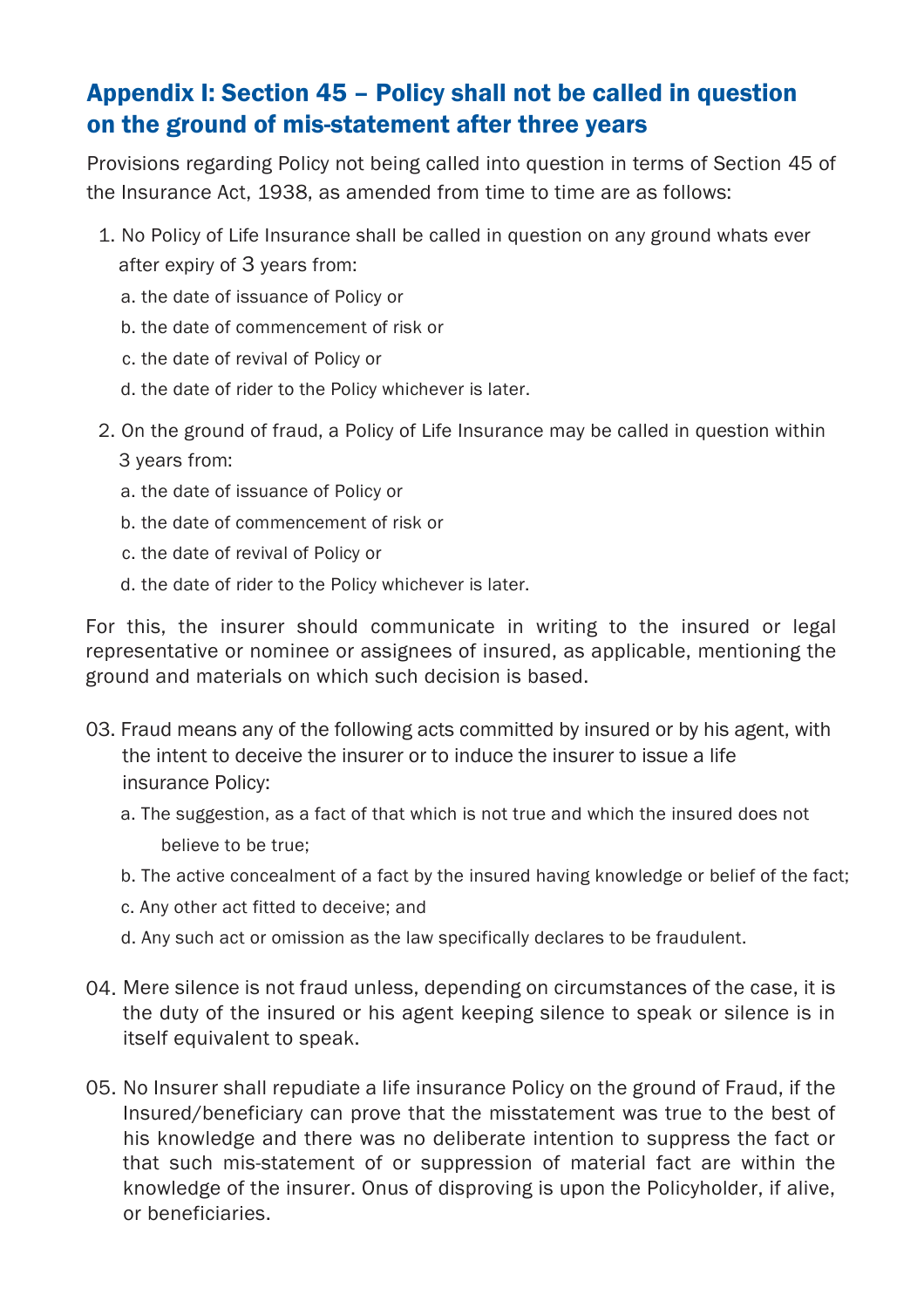## Appendix I: Section 45 – Policy shall not be called in question on the ground of mis-statement after three years

Provisions regarding Policy not being called into question in terms of Section 45 of the Insurance Act, 1938, as amended from time to time are as follows:

1. No Policy of Life Insurance shall be called in question on any ground whats ever after expiry of 3 years from:
   a. the date of issuance of Policy or
   b. the date of commencement of risk or
   c. the date of revival of Policy or
   d. the date of rider to the Policy whichever is later.

2. On the ground of fraud, a Policy of Life Insurance may be called in question within 3 years from:
   a. the date of issuance of Policy or
   b. the date of commencement of risk or
   c. the date of revival of Policy or
   d. the date of rider to the Policy whichever is later.

For this, the insurer should communicate in writing to the insured or legal representative or nominee or assignees of insured, as applicable, mentioning the ground and materials on which such decision is based.

03. Fraud means any of the following acts committed by insured or by his agent, with the intent to deceive the insurer or to induce the insurer to issue a life insurance Policy:
   a. The suggestion, as a fact of that which is not true and which the insured does not believe to be true;
   b. The active concealment of a fact by the insured having knowledge or belief of the fact;
   c. Any other act fitted to deceive; and
   d. Any such act or omission as the law specifically declares to be fraudulent.

04. Mere silence is not fraud unless, depending on circumstances of the case, it is the duty of the insured or his agent keeping silence to speak or silence is in itself equivalent to speak.

05. No Insurer shall repudiate a life insurance Policy on the ground of Fraud, if the Insured/beneficiary can prove that the misstatement was true to the best of his knowledge and there was no deliberate intention to suppress the fact or that such mis-statement of or suppression of material fact are within the knowledge of the insurer. Onus of disproving is upon the Policyholder, if alive, or beneficiaries.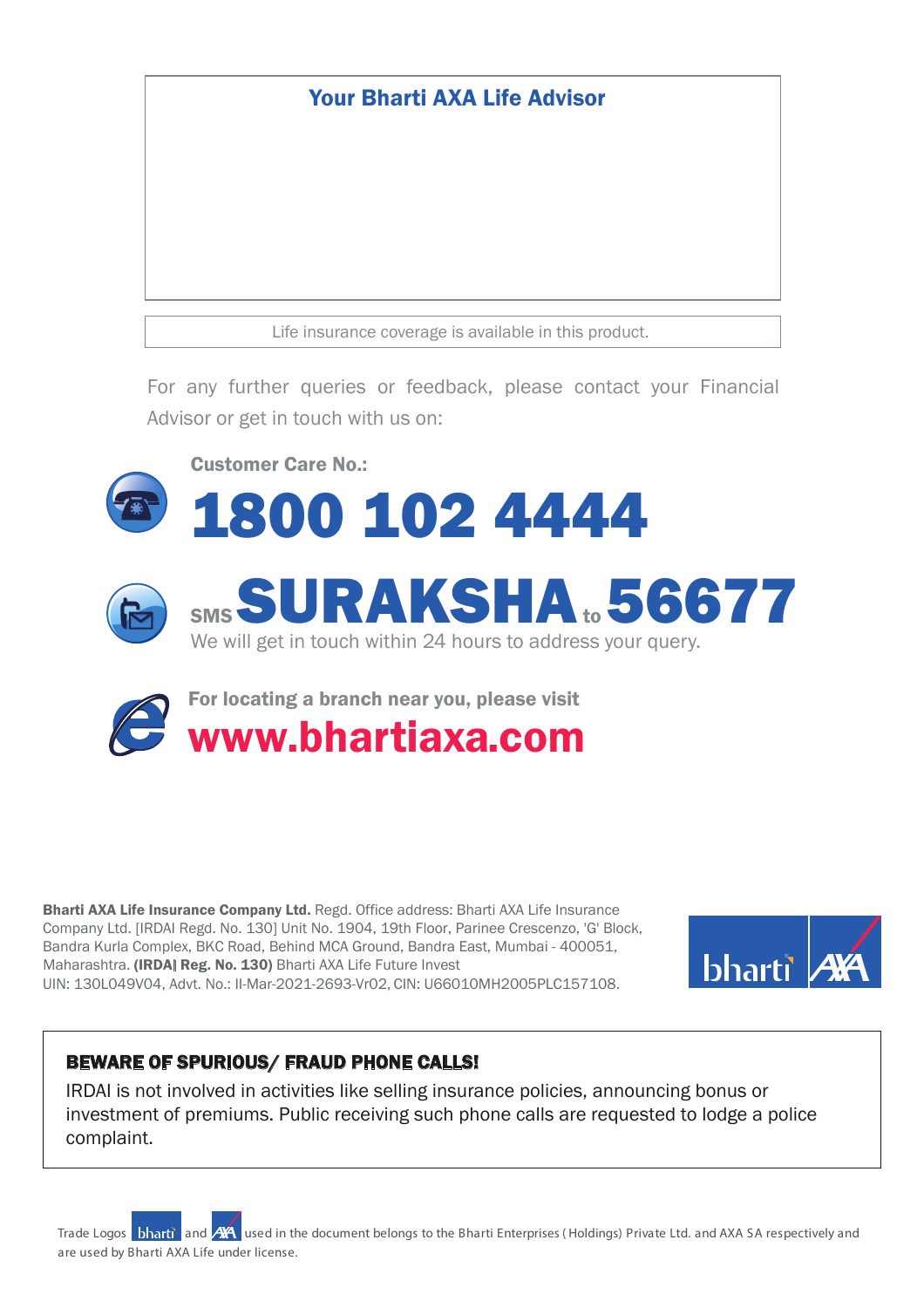## Your Bharti AXA Life Advisor

Life insurance coverage is available in this product.

For any further queries or feedback, please contact your Financial Advisor or get in touch with us on:

**Customer Care No.:**

# 1800 102 4444

SMS **SURAKSHA** to **56677**

We will get in touch within 24 hours to address your query.

**For locating a branch near you, please visit**

**www.bhartiaxa.com**

**Bharti AXA Life Insurance Company Ltd.** Regd. Office address: Bharti AXA Life Insurance Company Ltd. [IRDAI Regd. No. 130] Unit No. 1904, 19th Floor, Parinee Crescenzo, 'G' Block, Bandra Kurla Complex, BKC Road, Behind MCA Ground, Bandra East, Mumbai - 400051, Maharashtra. **(IRDAI Reg. No. 130)** Bharti AXA Life Future Invest
UIN: 130L049V04, Advt. No.: II-Mar-2021-2693-Vr02, CIN: U66010MH2005PLC157108.

**BEWARE OF SPURIOUS/ FRAUD PHONE CALLS!**

IRDAI is not involved in activities like selling insurance policies, announcing bonus or investment of premiums. Public receiving such phone calls are requested to lodge a police complaint.

Trade Logos bharti and AXA used in the document belongs to the Bharti Enterprises (Holdings) Private Ltd. and AXA SA respectively and are used by Bharti AXA Life under license.